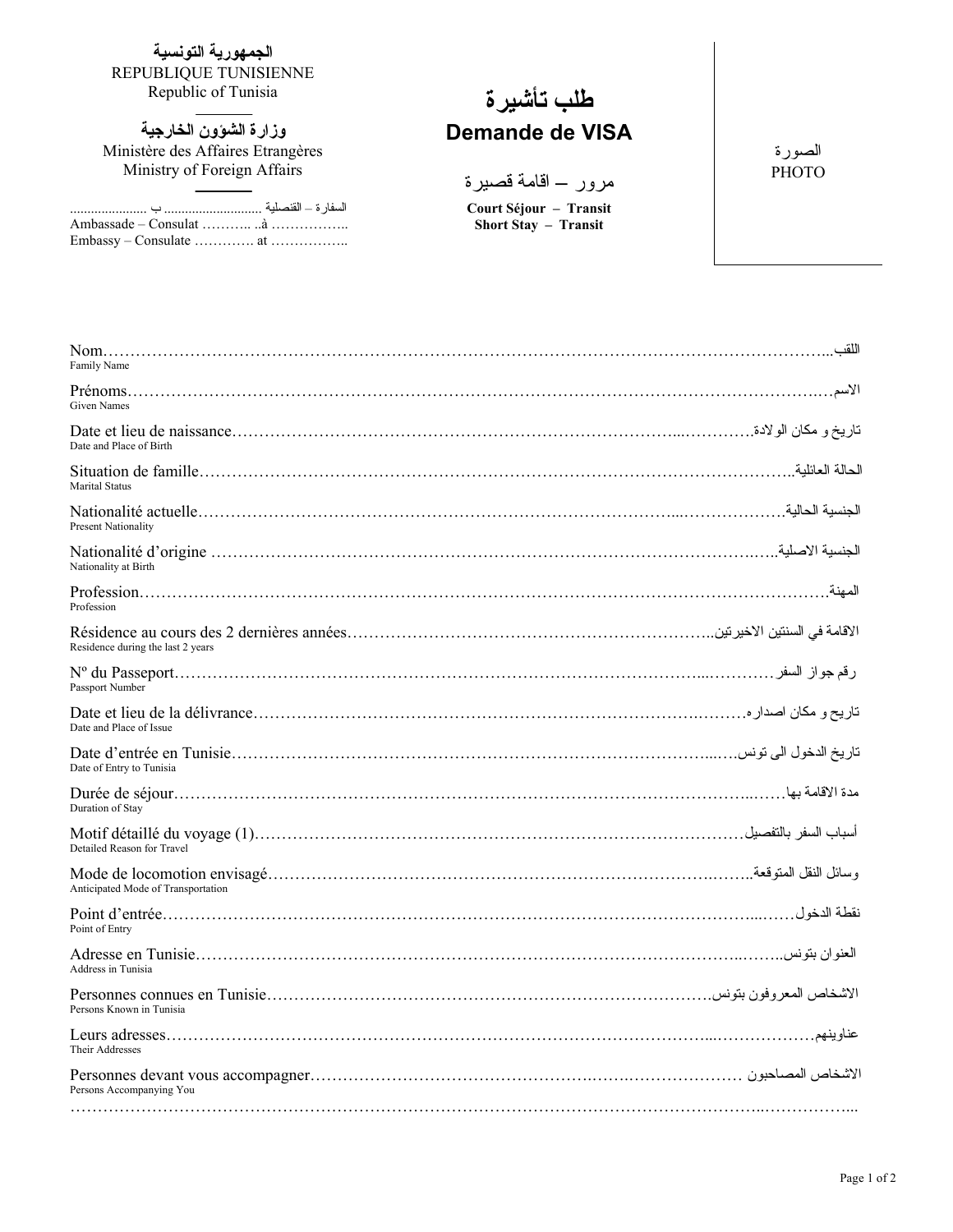الجمهورية التونسية
REPUBLIQUE TUNISIENNE
Republic of Tunisia

وزارة الشؤون الخارجية
Ministère des Affaires Etrangères
Ministry of Foreign Affairs

السفارة – القنصلية ............................ ب ......................
Ambassade – Consulat ……….. ..à ……………..
Embassy – Consulate …………. at ……………..

# طلب تأشيرة
# Demande de VISA

مرور – اقامة قصيرة

**Court Séjour – Transit**
**Short Stay – Transit**

الصورة
PHOTO

Nom…………………………………………………………………………………………………………………...اللقب
Family Name

Prénoms……………………………………………………………………………………………………….الاسم
Given Names

Date et lieu de naissance………………………………………………………………………...…………تاريخ و مكان الولادة
Date and Place of Birth

Situation de famille……………………………………………………………………………………………..الحالة العائلية
Marital Status

Nationalité actuelle………………………………………………………………………...……………….الجنسية الحالية
Present Nationality

Nationalité d'origine ……………………………………………………………………………………..…...الجنسية الاصلية
Nationality at Birth

Profession……………………………………………………………………………………………………….المهنة
Profession

Résidence au cours des 2 dernières années…………………………………………………………..الاقامة في السنتين الاخيرتين
Residence during the last 2 years

Nº du Passeport……………………………………………………………………………………...…………رقم جواز السفر
Passport Number

Date et lieu de la délivrance……………………………………………………………………….……….تاريخ و مكان اصداره
Date and Place of Issue

Date d'entrée en Tunisie……………………………………………………………………………...…..تاريخ الدخول الى تونس
Date of Entry to Tunisia

Durée de séjour……………………………………………………………………………………...…….مدة الاقامة بها
Duration of Stay

Motif détaillé du voyage (1)…………………………………………………………………………أسباب السفر بالتفصيل
Detailed Reason for Travel

Mode de locomotion envisagé………………………………………………………………………..……..وسائل النقل المتوقعة
Anticipated Mode of Transportation

Point d'entrée…………………………………………………………………………………………...……نقطة الدخول
Point of Entry

Adresse en Tunisie…………………………………………………………………………………..……..العنوان بتونس
Address in Tunisia

Personnes connues en Tunisie…………………………………………………………………………..الاشخاص المعروفون بتونس
Persons Known in Tunisia

Leurs adresses…………………………………………………………………………………...………………عناوينهم
Their Addresses

Personnes devant vous accompagner………………………………………….…….………………… الاشخاص المصاحبون
Persons Accompanying You

……………………………………………………………………………………………………….……………...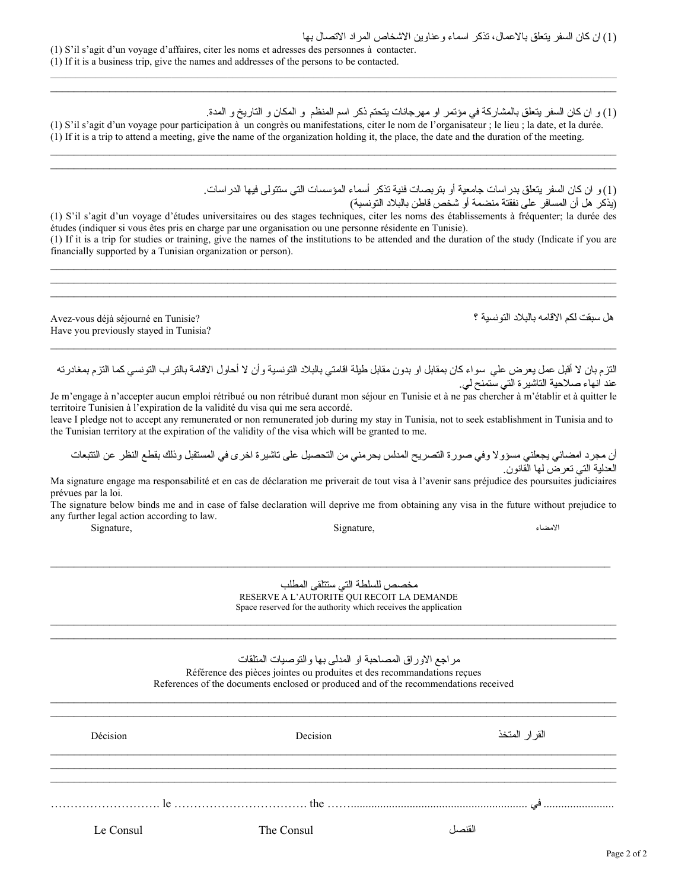(1) ان كان السفر يتعلق بالاعمال، تذكر اسماء وعناوين الاشخاص المراد الاتصال بها

(1) S'il s'agit d'un voyage d'affaires, citer les noms et adresses des personnes à contacter.

(1) If it is a business trip, give the names and addresses of the persons to be contacted.

______________________________________________________________________________

______________________________________________________________________________

(1) و ان كان السفر يتعلق بالمشاركة في مؤتمر او مهرجانات يتحتم ذكر اسم المنظم و المكان و التاريخ و المدة.

(1) S'il s'agit d'un voyage pour participation à un congrès ou manifestations, citer le nom de l'organisateur ; le lieu ; la date, et la durée.

(1) If it is a trip to attend a meeting, give the name of the organization holding it, the place, the date and the duration of the meeting.

______________________________________________________________________________

______________________________________________________________________________

(1) و ان كان السفر يتعلق بدراسات جامعية أو بتربصات فنية تذكر أسماء المؤسسات التي ستتولى فيها الدراسات.

(يذكر هل أن المسافر على نفقتة منضمة أو شخص قاطن بالبلاد التونسية)

(1) S'il s'agit d'un voyage d'études universitaires ou des stages techniques, citer les noms des établissements à fréquenter; la durée des études (indiquer si vous êtes pris en charge par une organisation ou une personne résidente en Tunisie).

(1) If it is a trip for studies or training, give the names of the institutions to be attended and the duration of the study (Indicate if you are financially supported by a Tunisian organization or person).

______________________________________________________________________________

______________________________________________________________________________

______________________________________________________________________________

Avez-vous déjà séjourné en Tunisie?
Have you previously stayed in Tunisia?

هل سبقت لكم الاقامه بالبلاد التونسية ؟

______________________________________________________________________________

التزم بان لا أقبل عمل يعرض علي سواء كان بمقابل او بدون مقابل طيلة اقامتي بالبلاد التونسية وأن لا أحاول الاقامة بالتراب التونسي كما التزم بمغادرته عند انهاء صلاحية التاشيرة التي ستمنح لي.

Je m'engage à n'accepter aucun emploi rétribué ou non rétribué durant mon séjour en Tunisie et à ne pas chercher à m'établir et à quitter le territoire Tunisien à l'expiration de la validité du visa qui me sera accordé.

leave I pledge not to accept any remunerated or non remunerated job during my stay in Tunisia, not to seek establishment in Tunisia and to the Tunisian territory at the expiration of the validity of the visa which will be granted to me.

أن مجرد امضائي يجعلني مسؤولا وفي صورة التصريح المدلس يحرمني من التحصيل على تاشيرة اخرى في المستقبل وذلك بقطع النظر عن التتبعات العدلية التي تعرض لها القانون.

Ma signature engage ma responsabilité et en cas de déclaration me priverait de tout visa à l'avenir sans préjudice des poursuites judiciaires prévues par la loi.

The signature below binds me and in case of false declaration will deprive me from obtaining any visa in the future without prejudice to any further legal action according to law.

Signature, Signature, الامضاء

______________________________________________________________________________

مخصص للسلطة التي ستتلقى المطلب

RESERVE A L'AUTORITE QUI RECOIT LA DEMANDE

Space reserved for the authority which receives the application

______________________________________________________________________________

______________________________________________________________________________

مراجع الاوراق المصاحبة او المدلى بها والتوصيات المتلقات

Référence des pièces jointes ou produites et des recommandations reçues

References of the documents enclosed or produced and of the recommendations received

______________________________________________________________________________

______________________________________________________________________________

Décision Decision القرار المتخذ

______________________________________________________________________________

______________________________________________________________________________

______________________________________________________________________________

………………………. le …………………………… the …….......................................................... في ........................

Le Consul The Consul القنصل